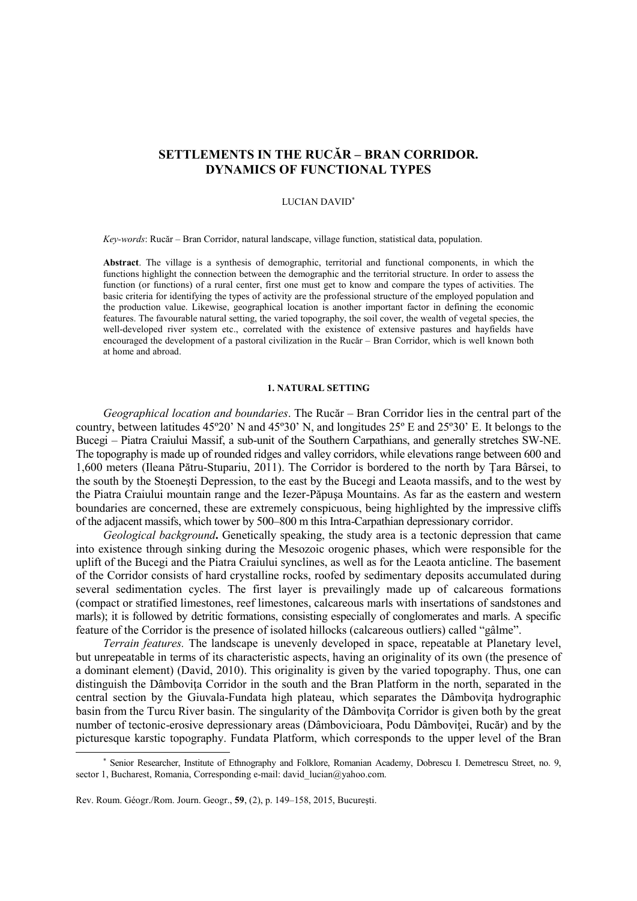# SETTLEMENTS IN THE RUCĂR – BRAN CORRIDOR. DYNAMICS OF FUNCTIONAL TYPES

LUCIAN DAVID[*]

*Key-words*: Rucăr – Bran Corridor, natural landscape, village function, statistical data, population.

**Abstract**. The village is a synthesis of demographic, territorial and functional components, in which the functions highlight the connection between the demographic and the territorial structure. In order to assess the function (or functions) of a rural center, first one must get to know and compare the types of activities. The basic criteria for identifying the types of activity are the professional structure of the employed population and the production value. Likewise, geographical location is another important factor in defining the economic features. The favourable natural setting, the varied topography, the soil cover, the wealth of vegetal species, the well-developed river system etc., correlated with the existence of extensive pastures and hayfields have encouraged the development of a pastoral civilization in the Rucăr – Bran Corridor, which is well known both at home and abroad.

## 1. NATURAL SETTING

*Geographical location and boundaries*. The Rucăr – Bran Corridor lies in the central part of the country, between latitudes 45º20' N and 45º30' N, and longitudes 25º E and 25º30' E. It belongs to the Bucegi – Piatra Craiului Massif, a sub-unit of the Southern Carpathians, and generally stretches SW-NE. The topography is made up of rounded ridges and valley corridors, while elevations range between 600 and 1,600 meters (Ileana Pătru-Stupariu, 2011). The Corridor is bordered to the north by Ţara Bârsei, to the south by the Stoeneşti Depression, to the east by the Bucegi and Leaota massifs, and to the west by the Piatra Craiului mountain range and the Iezer-Păpuşa Mountains. As far as the eastern and western boundaries are concerned, these are extremely conspicuous, being highlighted by the impressive cliffs of the adjacent massifs, which tower by 500–800 m this Intra-Carpathian depressionary corridor.

*Geological background***.** Genetically speaking, the study area is a tectonic depression that came into existence through sinking during the Mesozoic orogenic phases, which were responsible for the uplift of the Bucegi and the Piatra Craiului synclines, as well as for the Leaota anticline. The basement of the Corridor consists of hard crystalline rocks, roofed by sedimentary deposits accumulated during several sedimentation cycles. The first layer is prevailingly made up of calcareous formations (compact or stratified limestones, reef limestones, calcareous marls with insertations of sandstones and marls); it is followed by detritic formations, consisting especially of conglomerates and marls. A specific feature of the Corridor is the presence of isolated hillocks (calcareous outliers) called "gâlme".

*Terrain features.* The landscape is unevenly developed in space, repeatable at Planetary level, but unrepeatable in terms of its characteristic aspects, having an originality of its own (the presence of a dominant element) (David, 2010). This originality is given by the varied topography. Thus, one can distinguish the Dâmboviţa Corridor in the south and the Bran Platform in the north, separated in the central section by the Giuvala-Fundata high plateau, which separates the Dâmboviţa hydrographic basin from the Turcu River basin. The singularity of the Dâmboviţa Corridor is given both by the great number of tectonic-erosive depressionary areas (Dâmbovicioara, Podu Dâmboviţei, Rucăr) and by the picturesque karstic topography. Fundata Platform, which corresponds to the upper level of the Bran

---

[*] Senior Researcher, Institute of Ethnography and Folklore, Romanian Academy, Dobrescu I. Demetrescu Street, no. 9, sector 1, Bucharest, Romania, Corresponding e-mail: david_lucian@yahoo.com.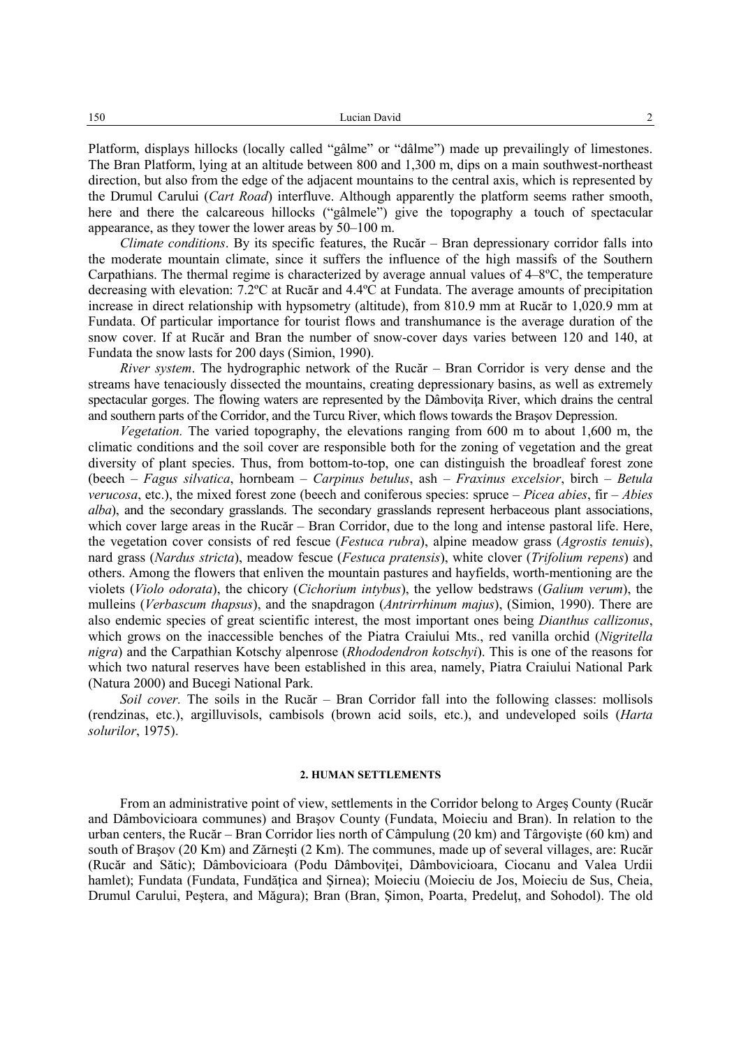Platform, displays hillocks (locally called "gâlme" or "dâlme") made up prevailingly of limestones. The Bran Platform, lying at an altitude between 800 and 1,300 m, dips on a main southwest-northeast direction, but also from the edge of the adjacent mountains to the central axis, which is represented by the Drumul Carului (*Cart Road*) interfluve. Although apparently the platform seems rather smooth, here and there the calcareous hillocks ("gâlmele") give the topography a touch of spectacular appearance, as they tower the lower areas by 50–100 m.

*Climate conditions*. By its specific features, the Rucăr – Bran depressionary corridor falls into the moderate mountain climate, since it suffers the influence of the high massifs of the Southern Carpathians. The thermal regime is characterized by average annual values of 4–8ºC, the temperature decreasing with elevation: 7.2ºC at Rucăr and 4.4ºC at Fundata. The average amounts of precipitation increase in direct relationship with hypsometry (altitude), from 810.9 mm at Rucăr to 1,020.9 mm at Fundata. Of particular importance for tourist flows and transhumance is the average duration of the snow cover. If at Rucăr and Bran the number of snow-cover days varies between 120 and 140, at Fundata the snow lasts for 200 days (Simion, 1990).

*River system*. The hydrographic network of the Rucăr – Bran Corridor is very dense and the streams have tenaciously dissected the mountains, creating depressionary basins, as well as extremely spectacular gorges. The flowing waters are represented by the Dâmboviţa River, which drains the central and southern parts of the Corridor, and the Turcu River, which flows towards the Braşov Depression.

*Vegetation.* The varied topography, the elevations ranging from 600 m to about 1,600 m, the climatic conditions and the soil cover are responsible both for the zoning of vegetation and the great diversity of plant species. Thus, from bottom-to-top, one can distinguish the broadleaf forest zone (beech – *Fagus silvatica*, hornbeam – *Carpinus betulus*, ash – *Fraxinus excelsior*, birch – *Betula verucosa*, etc.), the mixed forest zone (beech and coniferous species: spruce – *Picea abies*, fir – *Abies alba*), and the secondary grasslands. The secondary grasslands represent herbaceous plant associations, which cover large areas in the Rucăr – Bran Corridor, due to the long and intense pastoral life. Here, the vegetation cover consists of red fescue (*Festuca rubra*), alpine meadow grass (*Agrostis tenuis*), nard grass (*Nardus stricta*), meadow fescue (*Festuca pratensis*), white clover (*Trifolium repens*) and others. Among the flowers that enliven the mountain pastures and hayfields, worth-mentioning are the violets (*Violo odorata*), the chicory (*Cichorium intybus*), the yellow bedstraws (*Galium verum*), the mulleins (*Verbascum thapsus*), and the snapdragon (*Antrirrhinum majus*), (Simion, 1990). There are also endemic species of great scientific interest, the most important ones being *Dianthus callizonus*, which grows on the inaccessible benches of the Piatra Craiului Mts., red vanilla orchid (*Nigritella nigra*) and the Carpathian Kotschy alpenrose (*Rhododendron kotschyi*). This is one of the reasons for which two natural reserves have been established in this area, namely, Piatra Craiului National Park (Natura 2000) and Bucegi National Park.

*Soil cover.* The soils in the Rucăr – Bran Corridor fall into the following classes: mollisols (rendzinas, etc.), argilluvisols, cambisols (brown acid soils, etc.), and undeveloped soils (*Harta solurilor*, 1975).

## 2. HUMAN SETTLEMENTS

From an administrative point of view, settlements in the Corridor belong to Argeş County (Rucăr and Dâmbovicioara communes) and Braşov County (Fundata, Moieciu and Bran). In relation to the urban centers, the Rucăr – Bran Corridor lies north of Câmpulung (20 km) and Târgovişte (60 km) and south of Braşov (20 Km) and Zărneşti (2 Km). The communes, made up of several villages, are: Rucăr (Rucăr and Sătic); Dâmbovicioara (Podu Dâmboviţei, Dâmbovicioara, Ciocanu and Valea Urdii hamlet); Fundata (Fundata, Fundăţica and Şirnea); Moieciu (Moieciu de Jos, Moieciu de Sus, Cheia, Drumul Carului, Peştera, and Măgura); Bran (Bran, Şimon, Poarta, Predeluţ, and Sohodol). The old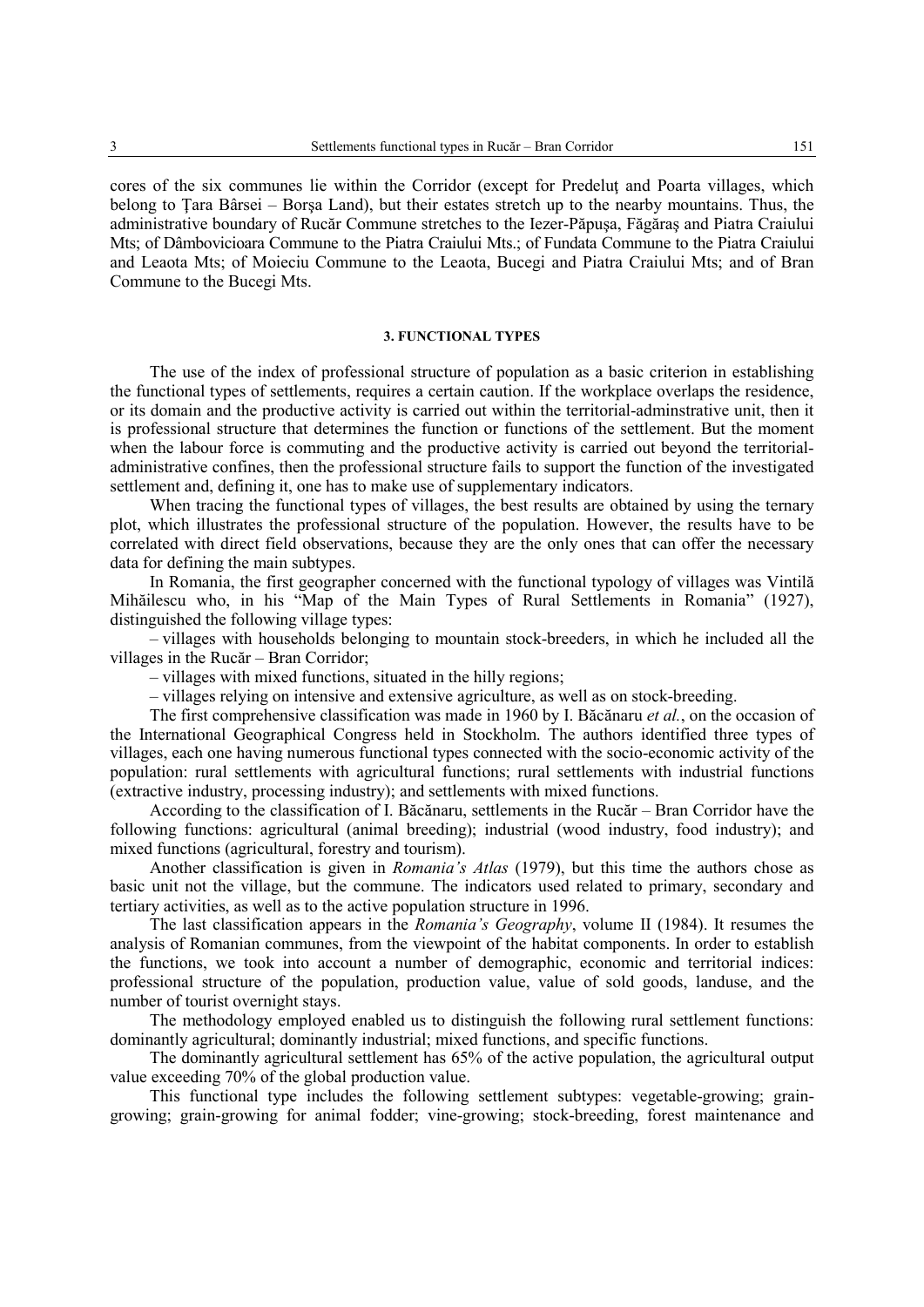cores of the six communes lie within the Corridor (except for Predeluţ and Poarta villages, which belong to Ţara Bârsei – Borşa Land), but their estates stretch up to the nearby mountains. Thus, the administrative boundary of Rucăr Commune stretches to the Iezer-Păpuşa, Făgăraş and Piatra Craiului Mts; of Dâmbovicioara Commune to the Piatra Craiului Mts.; of Fundata Commune to the Piatra Craiului and Leaota Mts; of Moieciu Commune to the Leaota, Bucegi and Piatra Craiului Mts; and of Bran Commune to the Bucegi Mts.

## 3. FUNCTIONAL TYPES

The use of the index of professional structure of population as a basic criterion in establishing the functional types of settlements, requires a certain caution. If the workplace overlaps the residence, or its domain and the productive activity is carried out within the territorial-adminstrative unit, then it is professional structure that determines the function or functions of the settlement. But the moment when the labour force is commuting and the productive activity is carried out beyond the territorial-administrative confines, then the professional structure fails to support the function of the investigated settlement and, defining it, one has to make use of supplementary indicators.

When tracing the functional types of villages, the best results are obtained by using the ternary plot, which illustrates the professional structure of the population. However, the results have to be correlated with direct field observations, because they are the only ones that can offer the necessary data for defining the main subtypes.

In Romania, the first geographer concerned with the functional typology of villages was Vintilă Mihăilescu who, in his "Map of the Main Types of Rural Settlements in Romania" (1927), distinguished the following village types:

– villages with households belonging to mountain stock-breeders, in which he included all the villages in the Rucăr – Bran Corridor;

– villages with mixed functions, situated in the hilly regions;

– villages relying on intensive and extensive agriculture, as well as on stock-breeding.

The first comprehensive classification was made in 1960 by I. Băcănaru *et al.*, on the occasion of the International Geographical Congress held in Stockholm. The authors identified three types of villages, each one having numerous functional types connected with the socio-economic activity of the population: rural settlements with agricultural functions; rural settlements with industrial functions (extractive industry, processing industry); and settlements with mixed functions.

According to the classification of I. Băcănaru, settlements in the Rucăr – Bran Corridor have the following functions: agricultural (animal breeding); industrial (wood industry, food industry); and mixed functions (agricultural, forestry and tourism).

Another classification is given in *Romania's Atlas* (1979), but this time the authors chose as basic unit not the village, but the commune. The indicators used related to primary, secondary and tertiary activities, as well as to the active population structure in 1996.

The last classification appears in the *Romania's Geography*, volume II (1984). It resumes the analysis of Romanian communes, from the viewpoint of the habitat components. In order to establish the functions, we took into account a number of demographic, economic and territorial indices: professional structure of the population, production value, value of sold goods, landuse, and the number of tourist overnight stays.

The methodology employed enabled us to distinguish the following rural settlement functions: dominantly agricultural; dominantly industrial; mixed functions, and specific functions.

The dominantly agricultural settlement has 65% of the active population, the agricultural output value exceeding 70% of the global production value.

This functional type includes the following settlement subtypes: vegetable-growing; grain-growing; grain-growing for animal fodder; vine-growing; stock-breeding, forest maintenance and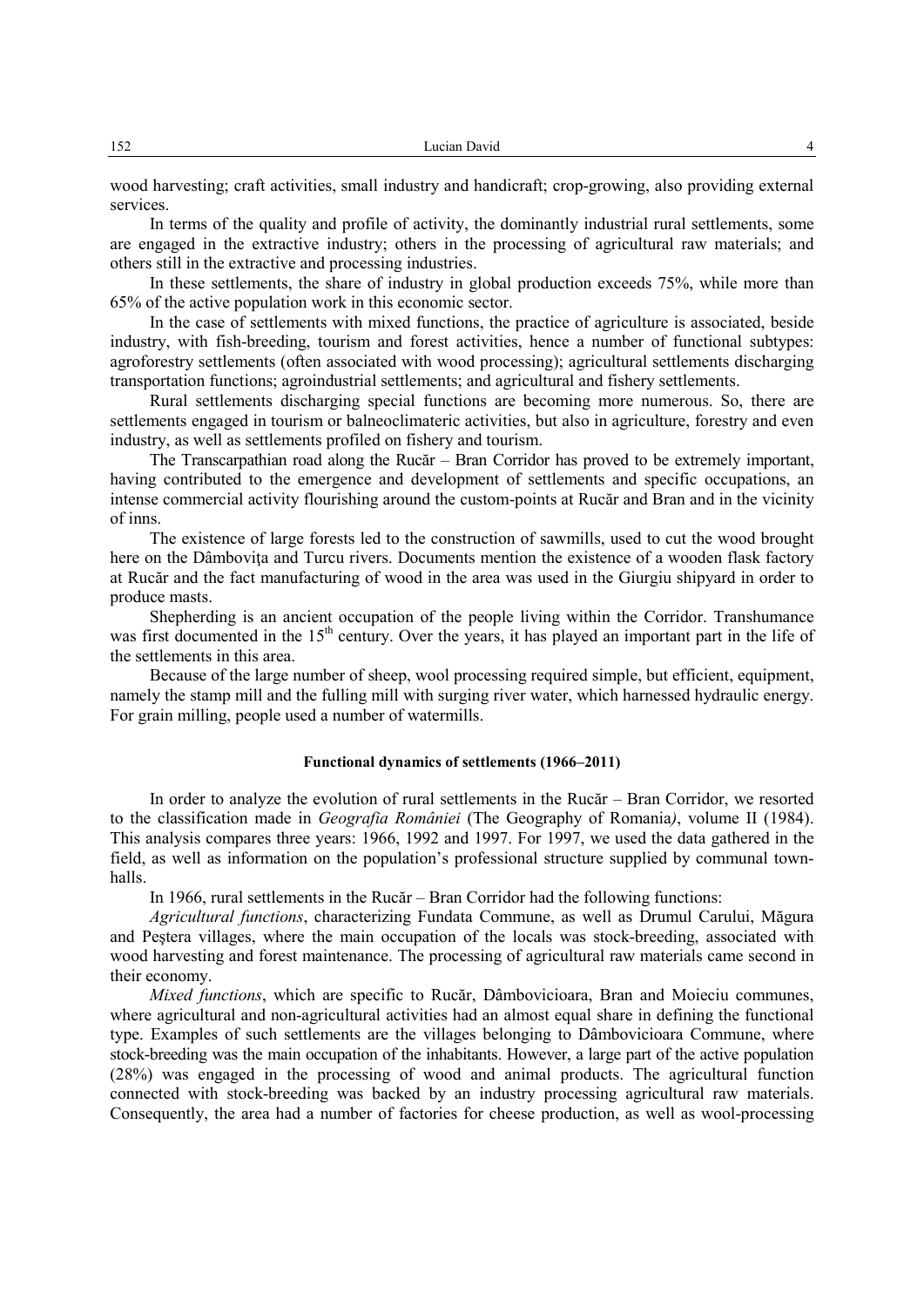wood harvesting; craft activities, small industry and handicraft; crop-growing, also providing external services.

In terms of the quality and profile of activity, the dominantly industrial rural settlements, some are engaged in the extractive industry; others in the processing of agricultural raw materials; and others still in the extractive and processing industries.

In these settlements, the share of industry in global production exceeds 75%, while more than 65% of the active population work in this economic sector.

In the case of settlements with mixed functions, the practice of agriculture is associated, beside industry, with fish-breeding, tourism and forest activities, hence a number of functional subtypes: agroforestry settlements (often associated with wood processing); agricultural settlements discharging transportation functions; agroindustrial settlements; and agricultural and fishery settlements.

Rural settlements discharging special functions are becoming more numerous. So, there are settlements engaged in tourism or balneoclimateric activities, but also in agriculture, forestry and even industry, as well as settlements profiled on fishery and tourism.

The Transcarpathian road along the Rucăr – Bran Corridor has proved to be extremely important, having contributed to the emergence and development of settlements and specific occupations, an intense commercial activity flourishing around the custom-points at Rucăr and Bran and in the vicinity of inns.

The existence of large forests led to the construction of sawmills, used to cut the wood brought here on the Dâmboviţa and Turcu rivers. Documents mention the existence of a wooden flask factory at Rucăr and the fact manufacturing of wood in the area was used in the Giurgiu shipyard in order to produce masts.

Shepherding is an ancient occupation of the people living within the Corridor. Transhumance was first documented in the 15th century. Over the years, it has played an important part in the life of the settlements in this area.

Because of the large number of sheep, wool processing required simple, but efficient, equipment, namely the stamp mill and the fulling mill with surging river water, which harnessed hydraulic energy. For grain milling, people used a number of watermills.

## Functional dynamics of settlements (1966–2011)

In order to analyze the evolution of rural settlements in the Rucăr – Bran Corridor, we resorted to the classification made in *Geografia României* (The Geography of Romania*)*, volume II (1984). This analysis compares three years: 1966, 1992 and 1997. For 1997, we used the data gathered in the field, as well as information on the population's professional structure supplied by communal town-halls.

In 1966, rural settlements in the Rucăr – Bran Corridor had the following functions:

*Agricultural functions*, characterizing Fundata Commune, as well as Drumul Carului, Măgura and Peştera villages, where the main occupation of the locals was stock-breeding, associated with wood harvesting and forest maintenance. The processing of agricultural raw materials came second in their economy.

*Mixed functions*, which are specific to Rucăr, Dâmbovicioara, Bran and Moieciu communes, where agricultural and non-agricultural activities had an almost equal share in defining the functional type. Examples of such settlements are the villages belonging to Dâmbovicioara Commune, where stock-breeding was the main occupation of the inhabitants. However, a large part of the active population (28%) was engaged in the processing of wood and animal products. The agricultural function connected with stock-breeding was backed by an industry processing agricultural raw materials. Consequently, the area had a number of factories for cheese production, as well as wool-processing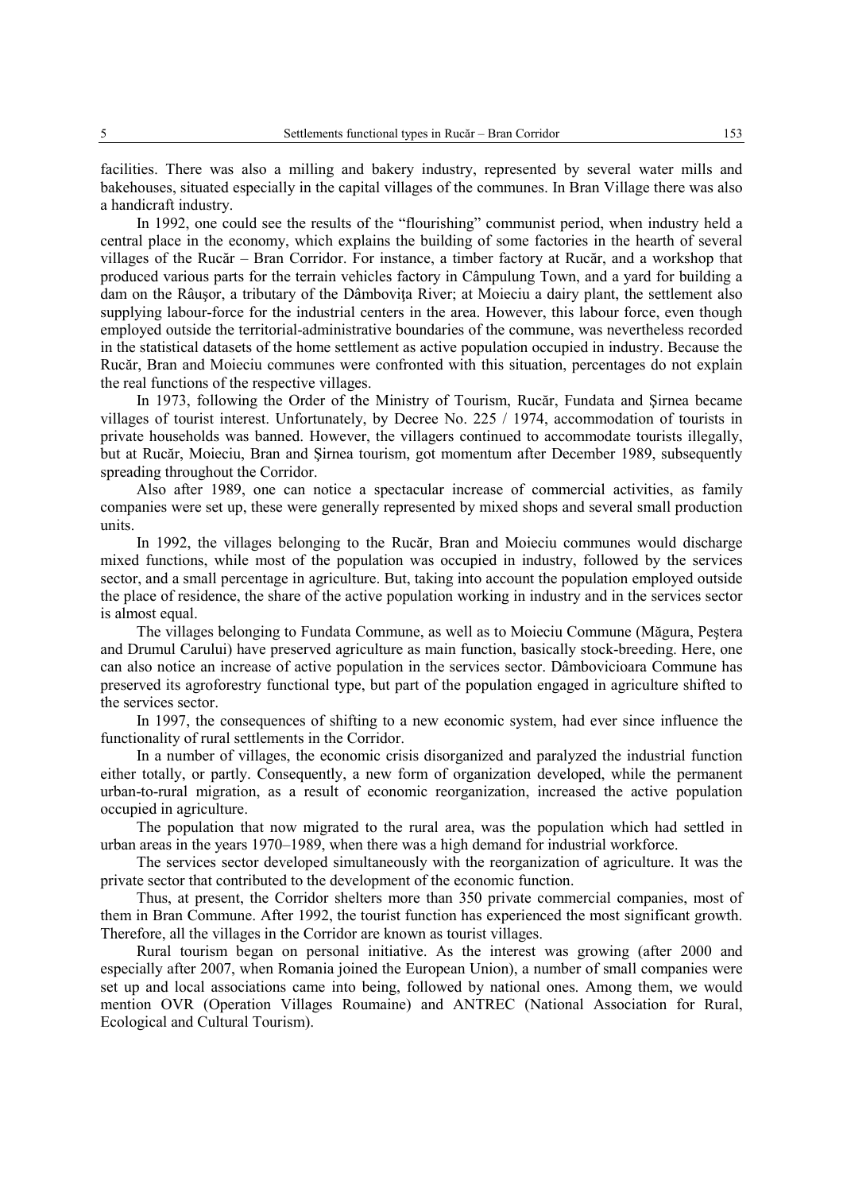facilities. There was also a milling and bakery industry, represented by several water mills and bakehouses, situated especially in the capital villages of the communes. In Bran Village there was also a handicraft industry.

In 1992, one could see the results of the "flourishing" communist period, when industry held a central place in the economy, which explains the building of some factories in the hearth of several villages of the Rucăr – Bran Corridor. For instance, a timber factory at Rucăr, and a workshop that produced various parts for the terrain vehicles factory in Câmpulung Town, and a yard for building a dam on the Râuşor, a tributary of the Dâmboviţa River; at Moieciu a dairy plant, the settlement also supplying labour-force for the industrial centers in the area. However, this labour force, even though employed outside the territorial-administrative boundaries of the commune, was nevertheless recorded in the statistical datasets of the home settlement as active population occupied in industry. Because the Rucăr, Bran and Moieciu communes were confronted with this situation, percentages do not explain the real functions of the respective villages.

In 1973, following the Order of the Ministry of Tourism, Rucăr, Fundata and Şirnea became villages of tourist interest. Unfortunately, by Decree No. 225 / 1974, accommodation of tourists in private households was banned. However, the villagers continued to accommodate tourists illegally, but at Rucăr, Moieciu, Bran and Şirnea tourism, got momentum after December 1989, subsequently spreading throughout the Corridor.

Also after 1989, one can notice a spectacular increase of commercial activities, as family companies were set up, these were generally represented by mixed shops and several small production units.

In 1992, the villages belonging to the Rucăr, Bran and Moieciu communes would discharge mixed functions, while most of the population was occupied in industry, followed by the services sector, and a small percentage in agriculture. But, taking into account the population employed outside the place of residence, the share of the active population working in industry and in the services sector is almost equal.

The villages belonging to Fundata Commune, as well as to Moieciu Commune (Măgura, Peştera and Drumul Carului) have preserved agriculture as main function, basically stock-breeding. Here, one can also notice an increase of active population in the services sector. Dâmbovicioara Commune has preserved its agroforestry functional type, but part of the population engaged in agriculture shifted to the services sector.

In 1997, the consequences of shifting to a new economic system, had ever since influence the functionality of rural settlements in the Corridor.

In a number of villages, the economic crisis disorganized and paralyzed the industrial function either totally, or partly. Consequently, a new form of organization developed, while the permanent urban-to-rural migration, as a result of economic reorganization, increased the active population occupied in agriculture.

The population that now migrated to the rural area, was the population which had settled in urban areas in the years 1970–1989, when there was a high demand for industrial workforce.

The services sector developed simultaneously with the reorganization of agriculture. It was the private sector that contributed to the development of the economic function.

Thus, at present, the Corridor shelters more than 350 private commercial companies, most of them in Bran Commune. After 1992, the tourist function has experienced the most significant growth. Therefore, all the villages in the Corridor are known as tourist villages.

Rural tourism began on personal initiative. As the interest was growing (after 2000 and especially after 2007, when Romania joined the European Union), a number of small companies were set up and local associations came into being, followed by national ones. Among them, we would mention OVR (Operation Villages Roumaine) and ANTREC (National Association for Rural, Ecological and Cultural Tourism).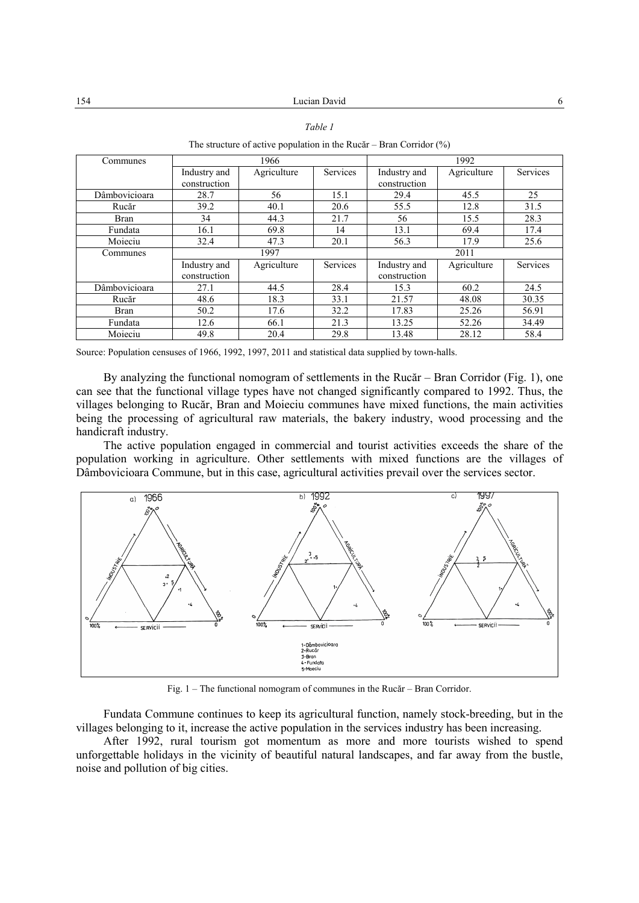*Table 1*

The structure of active population in the Rucăr – Bran Corridor (%)

| Communes | 1966 | | | 1992 | | |
|---|---|---|---|---|---|---|
| | Industry and construction | Agriculture | Services | Industry and construction | Agriculture | Services |
| Dâmbovicioara | 28.7 | 56 | 15.1 | 29.4 | 45.5 | 25 |
| Rucăr | 39.2 | 40.1 | 20.6 | 55.5 | 12.8 | 31.5 |
| Bran | 34 | 44.3 | 21.7 | 56 | 15.5 | 28.3 |
| Fundata | 16.1 | 69.8 | 14 | 13.1 | 69.4 | 17.4 |
| Moieciu | 32.4 | 47.3 | 20.1 | 56.3 | 17.9 | 25.6 |
| Communes | 1997 | | | 2011 | | |
| | Industry and construction | Agriculture | Services | Industry and construction | Agriculture | Services |
| Dâmbovicioara | 27.1 | 44.5 | 28.4 | 15.3 | 60.2 | 24.5 |
| Rucăr | 48.6 | 18.3 | 33.1 | 21.57 | 48.08 | 30.35 |
| Bran | 50.2 | 17.6 | 32.2 | 17.83 | 25.26 | 56.91 |
| Fundata | 12.6 | 66.1 | 21.3 | 13.25 | 52.26 | 34.49 |
| Moieciu | 49.8 | 20.4 | 29.8 | 13.48 | 28.12 | 58.4 |

Source: Population censuses of 1966, 1992, 1997, 2011 and statistical data supplied by town-halls.

By analyzing the functional nomogram of settlements in the Rucăr – Bran Corridor (Fig. 1), one can see that the functional village types have not changed significantly compared to 1992. Thus, the villages belonging to Rucăr, Bran and Moieciu communes have mixed functions, the main activities being the processing of agricultural raw materials, the bakery industry, wood processing and the handicraft industry.

The active population engaged in commercial and tourist activities exceeds the share of the population working in agriculture. Other settlements with mixed functions are the villages of Dâmbovicioara Commune, but in this case, agricultural activities prevail over the services sector.

Fig. 1 – The functional nomogram of communes in the Rucăr – Bran Corridor.

Fundata Commune continues to keep its agricultural function, namely stock-breeding, but in the villages belonging to it, increase the active population in the services industry has been increasing.

After 1992, rural tourism got momentum as more and more tourists wished to spend unforgettable holidays in the vicinity of beautiful natural landscapes, and far away from the bustle, noise and pollution of big cities.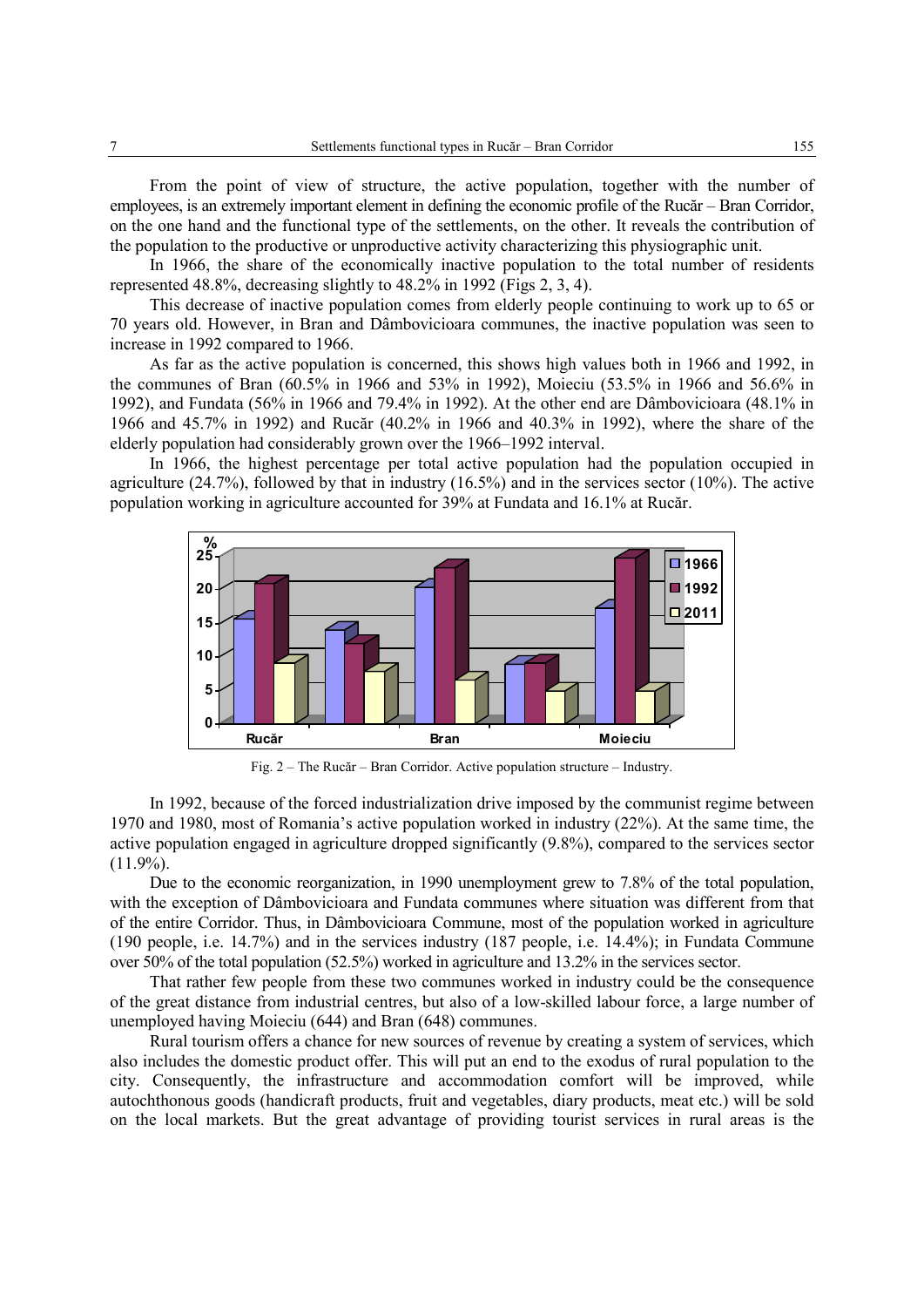From the point of view of structure, the active population, together with the number of employees, is an extremely important element in defining the economic profile of the Rucăr – Bran Corridor, on the one hand and the functional type of the settlements, on the other. It reveals the contribution of the population to the productive or unproductive activity characterizing this physiographic unit.

In 1966, the share of the economically inactive population to the total number of residents represented 48.8%, decreasing slightly to 48.2% in 1992 (Figs 2, 3, 4).

This decrease of inactive population comes from elderly people continuing to work up to 65 or 70 years old. However, in Bran and Dâmbovicioara communes, the inactive population was seen to increase in 1992 compared to 1966.

As far as the active population is concerned, this shows high values both in 1966 and 1992, in the communes of Bran (60.5% in 1966 and 53% in 1992), Moieciu (53.5% in 1966 and 56.6% in 1992), and Fundata (56% in 1966 and 79.4% in 1992). At the other end are Dâmbovicioara (48.1% in 1966 and 45.7% in 1992) and Rucăr (40.2% in 1966 and 40.3% in 1992), where the share of the elderly population had considerably grown over the 1966–1992 interval.

In 1966, the highest percentage per total active population had the population occupied in agriculture (24.7%), followed by that in industry (16.5%) and in the services sector (10%). The active population working in agriculture accounted for 39% at Fundata and 16.1% at Rucăr.

Fig. 2 – The Rucăr – Bran Corridor. Active population structure – Industry.

In 1992, because of the forced industrialization drive imposed by the communist regime between 1970 and 1980, most of Romania's active population worked in industry (22%). At the same time, the active population engaged in agriculture dropped significantly (9.8%), compared to the services sector (11.9%).

Due to the economic reorganization, in 1990 unemployment grew to 7.8% of the total population, with the exception of Dâmbovicioara and Fundata communes where situation was different from that of the entire Corridor. Thus, in Dâmbovicioara Commune, most of the population worked in agriculture (190 people, i.e. 14.7%) and in the services industry (187 people, i.e. 14.4%); in Fundata Commune over 50% of the total population (52.5%) worked in agriculture and 13.2% in the services sector.

That rather few people from these two communes worked in industry could be the consequence of the great distance from industrial centres, but also of a low-skilled labour force, a large number of unemployed having Moieciu (644) and Bran (648) communes.

Rural tourism offers a chance for new sources of revenue by creating a system of services, which also includes the domestic product offer. This will put an end to the exodus of rural population to the city. Consequently, the infrastructure and accommodation comfort will be improved, while autochthonous goods (handicraft products, fruit and vegetables, diary products, meat etc.) will be sold on the local markets. But the great advantage of providing tourist services in rural areas is the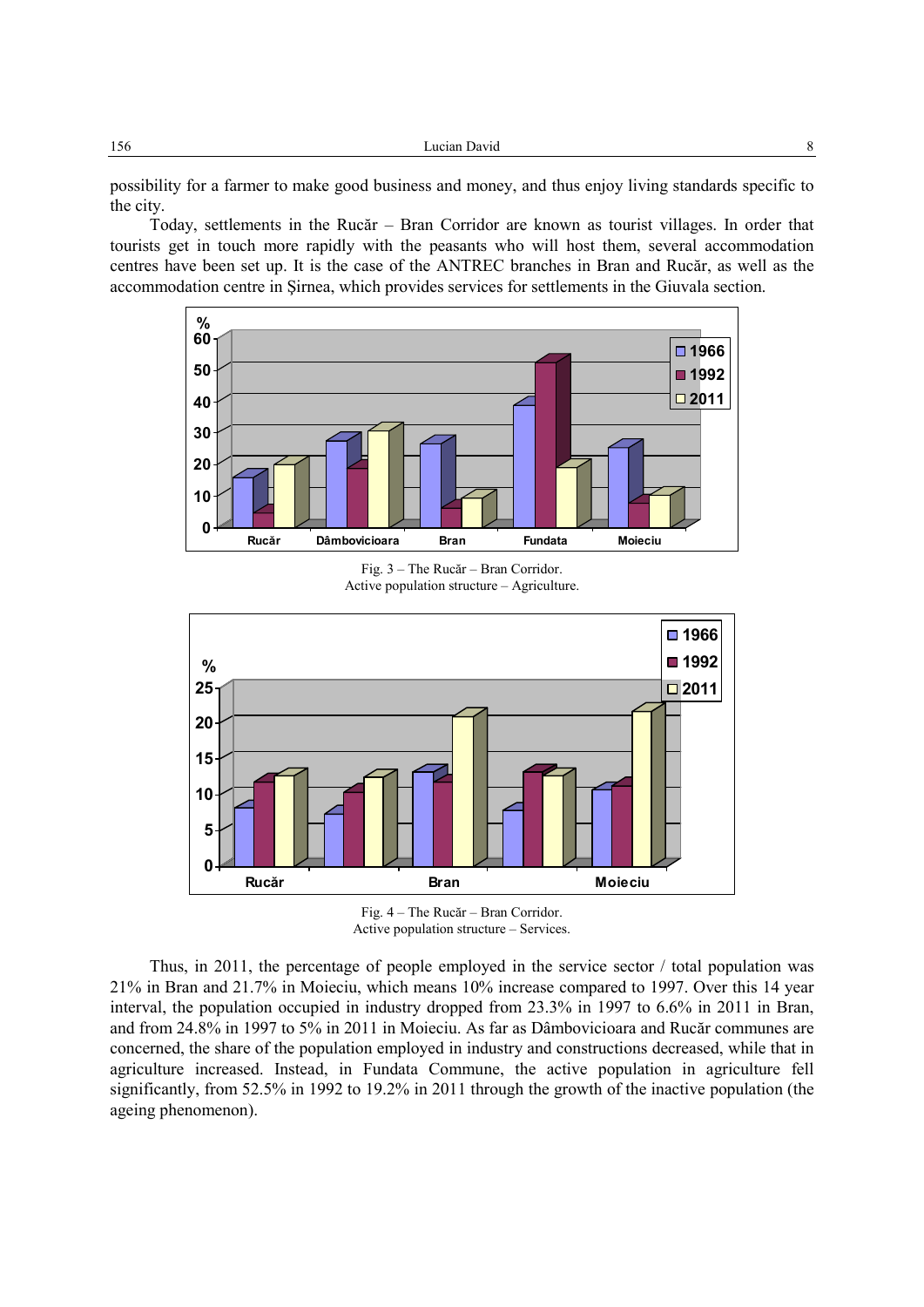possibility for a farmer to make good business and money, and thus enjoy living standards specific to the city.

Today, settlements in the Rucăr – Bran Corridor are known as tourist villages. In order that tourists get in touch more rapidly with the peasants who will host them, several accommodation centres have been set up. It is the case of the ANTREC branches in Bran and Rucăr, as well as the accommodation centre in Şirnea, which provides services for settlements in the Giuvala section.

Fig. 3 – The Rucăr – Bran Corridor.
Active population structure – Agriculture.

Fig. 4 – The Rucăr – Bran Corridor.
Active population structure – Services.

Thus, in 2011, the percentage of people employed in the service sector / total population was 21% in Bran and 21.7% in Moieciu, which means 10% increase compared to 1997. Over this 14 year interval, the population occupied in industry dropped from 23.3% in 1997 to 6.6% in 2011 in Bran, and from 24.8% in 1997 to 5% in 2011 in Moieciu. As far as Dâmbovicioara and Rucăr communes are concerned, the share of the population employed in industry and constructions decreased, while that in agriculture increased. Instead, in Fundata Commune, the active population in agriculture fell significantly, from 52.5% in 1992 to 19.2% in 2011 through the growth of the inactive population (the ageing phenomenon).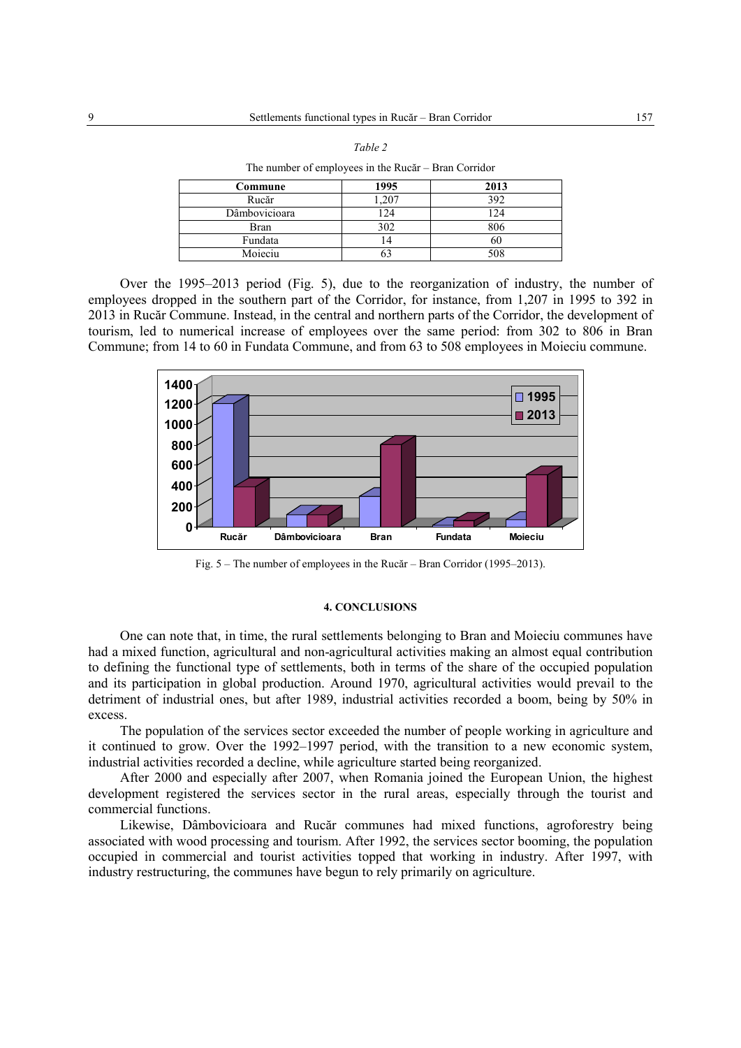*Table 2*

The number of employees in the Rucăr – Bran Corridor

| Commune | 1995 | 2013 |
|---|---|---|
| Rucăr | 1,207 | 392 |
| Dâmbovicioara | 124 | 124 |
| Bran | 302 | 806 |
| Fundata | 14 | 60 |
| Moieciu | 63 | 508 |

Over the 1995–2013 period (Fig. 5), due to the reorganization of industry, the number of employees dropped in the southern part of the Corridor, for instance, from 1,207 in 1995 to 392 in 2013 in Rucăr Commune. Instead, in the central and northern parts of the Corridor, the development of tourism, led to numerical increase of employees over the same period: from 302 to 806 in Bran Commune; from 14 to 60 in Fundata Commune, and from 63 to 508 employees in Moieciu commune.

Fig. 5 – The number of employees in the Rucăr – Bran Corridor (1995–2013).

#### 4. CONCLUSIONS

One can note that, in time, the rural settlements belonging to Bran and Moieciu communes have had a mixed function, agricultural and non-agricultural activities making an almost equal contribution to defining the functional type of settlements, both in terms of the share of the occupied population and its participation in global production. Around 1970, agricultural activities would prevail to the detriment of industrial ones, but after 1989, industrial activities recorded a boom, being by 50% in excess.

The population of the services sector exceeded the number of people working in agriculture and it continued to grow. Over the 1992–1997 period, with the transition to a new economic system, industrial activities recorded a decline, while agriculture started being reorganized.

After 2000 and especially after 2007, when Romania joined the European Union, the highest development registered the services sector in the rural areas, especially through the tourist and commercial functions.

Likewise, Dâmbovicioara and Rucăr communes had mixed functions, agroforestry being associated with wood processing and tourism. After 1992, the services sector booming, the population occupied in commercial and tourist activities topped that working in industry. After 1997, with industry restructuring, the communes have begun to rely primarily on agriculture.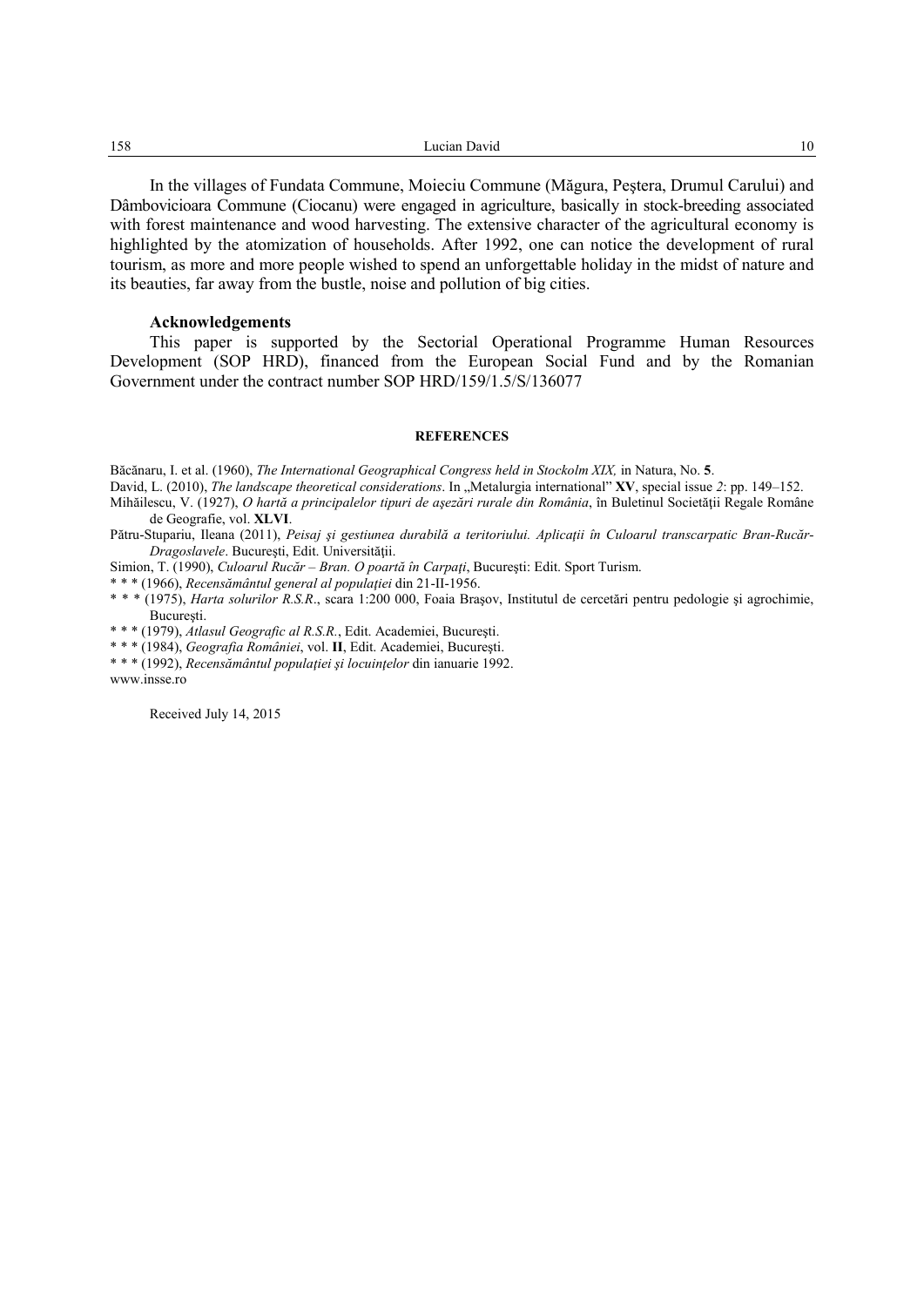In the villages of Fundata Commune, Moieciu Commune (Măgura, Peştera, Drumul Carului) and Dâmbovicioara Commune (Ciocanu) were engaged in agriculture, basically in stock-breeding associated with forest maintenance and wood harvesting. The extensive character of the agricultural economy is highlighted by the atomization of households. After 1992, one can notice the development of rural tourism, as more and more people wished to spend an unforgettable holiday in the midst of nature and its beauties, far away from the bustle, noise and pollution of big cities.

### Acknowledgements

This paper is supported by the Sectorial Operational Programme Human Resources Development (SOP HRD), financed from the European Social Fund and by the Romanian Government under the contract number SOP HRD/159/1.5/S/136077

### REFERENCES

Băcănaru, I. et al. (1960), *The International Geographical Congress held in Stockolm XIX,* in Natura, No. **5**.

David, L. (2010), *The landscape theoretical considerations*. In „Metalurgia international" **XV**, special issue *2*: pp. 149–152.

Mihăilescu, V. (1927), *O hartă a principalelor tipuri de aşezări rurale din România*, în Buletinul Societăţii Regale Române de Geografie, vol. **XLVI**.

Pătru-Stupariu, Ileana (2011), *Peisaj şi gestiunea durabilă a teritoriului. Aplicaţii în Culoarul transcarpatic Bran-Rucăr-Dragoslavele*. Bucureşti, Edit. Universităţii.

Simion, T. (1990), *Culoarul Rucăr – Bran. O poartă în Carpaţi*, Bucureşti: Edit. Sport Turism.

\* \* \* (1966), *Recensământul general al populaţiei* din 21-II-1956.

\* \* \* (1975), *Harta solurilor R.S.R*., scara 1:200 000, Foaia Braşov, Institutul de cercetări pentru pedologie şi agrochimie, Bucureşti.

\* \* \* (1979), *Atlasul Geografic al R.S.R.*, Edit. Academiei, Bucureşti.

\* \* \* (1984), *Geografia României*, vol. **II**, Edit. Academiei, Bucureşti.

\* \* \* (1992), *Recensământul populaţiei şi locuinţelor* din ianuarie 1992.

www.insse.ro

Received July 14, 2015